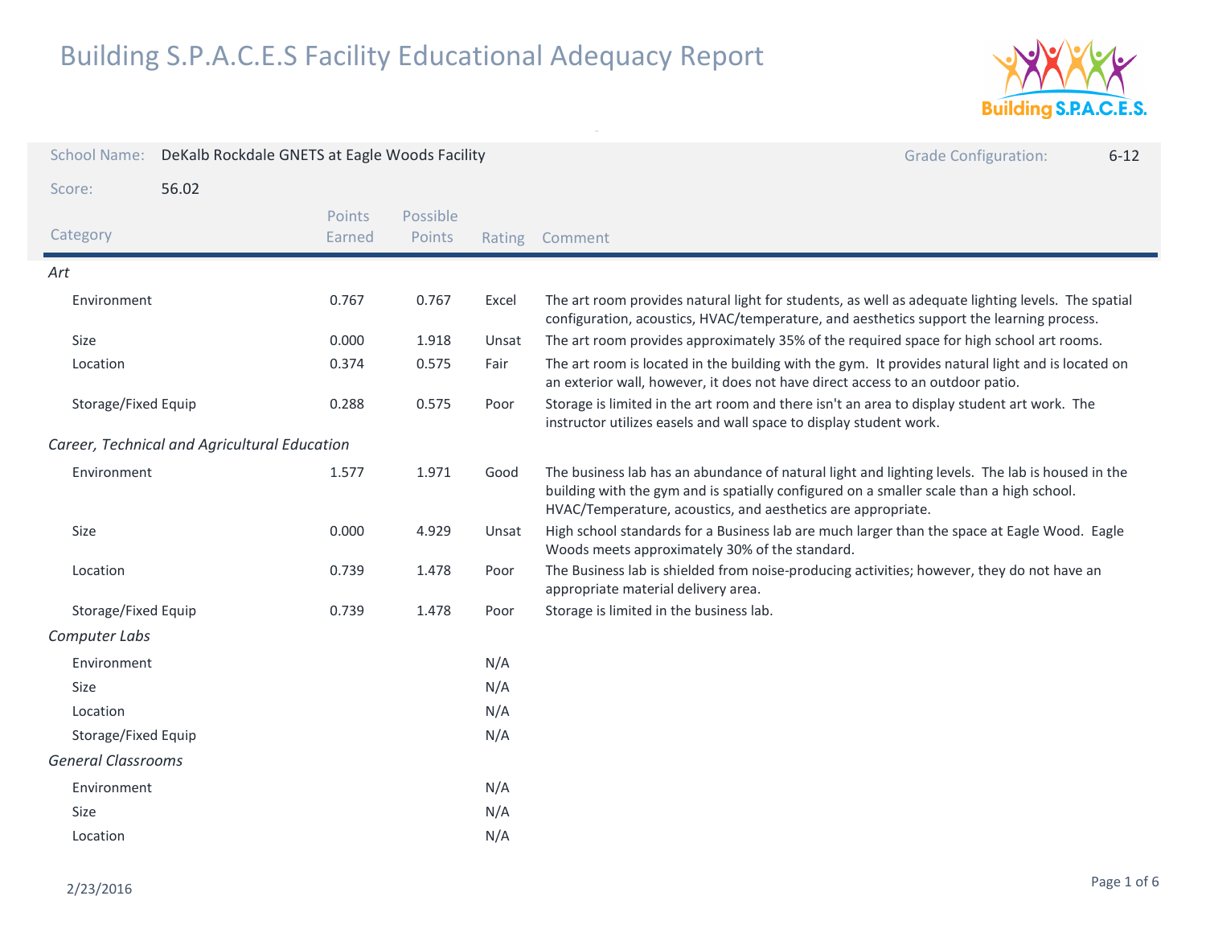# Building S.P.A.C.E.S Facility Educational Adequacy Report

**School Name:** DeKalb Rockdale GNETS at Eagle Woods Facility

**Grade Configuration:** 6-12

**Score:** 56.02

| Category | Points Earned | Possible Points | Rating | Comment |
|---|---|---|---|---|
| *Art* | | | | |
| Environment | 0.767 | 0.767 | Excel | The art room provides natural light for students, as well as adequate lighting levels. The spatial configuration, acoustics, HVAC/temperature, and aesthetics support the learning process. |
| Size | 0.000 | 1.918 | Unsat | The art room provides approximately 35% of the required space for high school art rooms. |
| Location | 0.374 | 0.575 | Fair | The art room is located in the building with the gym. It provides natural light and is located on an exterior wall, however, it does not have direct access to an outdoor patio. |
| Storage/Fixed Equip | 0.288 | 0.575 | Poor | Storage is limited in the art room and there isn't an area to display student art work. The instructor utilizes easels and wall space to display student work. |
| *Career, Technical and Agricultural Education* | | | | |
| Environment | 1.577 | 1.971 | Good | The business lab has an abundance of natural light and lighting levels. The lab is housed in the building with the gym and is spatially configured on a smaller scale than a high school. HVAC/Temperature, acoustics, and aesthetics are appropriate. |
| Size | 0.000 | 4.929 | Unsat | High school standards for a Business lab are much larger than the space at Eagle Wood. Eagle Woods meets approximately 30% of the standard. |
| Location | 0.739 | 1.478 | Poor | The Business lab is shielded from noise-producing activities; however, they do not have an appropriate material delivery area. |
| Storage/Fixed Equip | 0.739 | 1.478 | Poor | Storage is limited in the business lab. |
| *Computer Labs* | | | | |
| Environment | | | N/A | |
| Size | | | N/A | |
| Location | | | N/A | |
| Storage/Fixed Equip | | | N/A | |
| *General Classrooms* | | | | |
| Environment | | | N/A | |
| Size | | | N/A | |
| Location | | | N/A | |

2/23/2016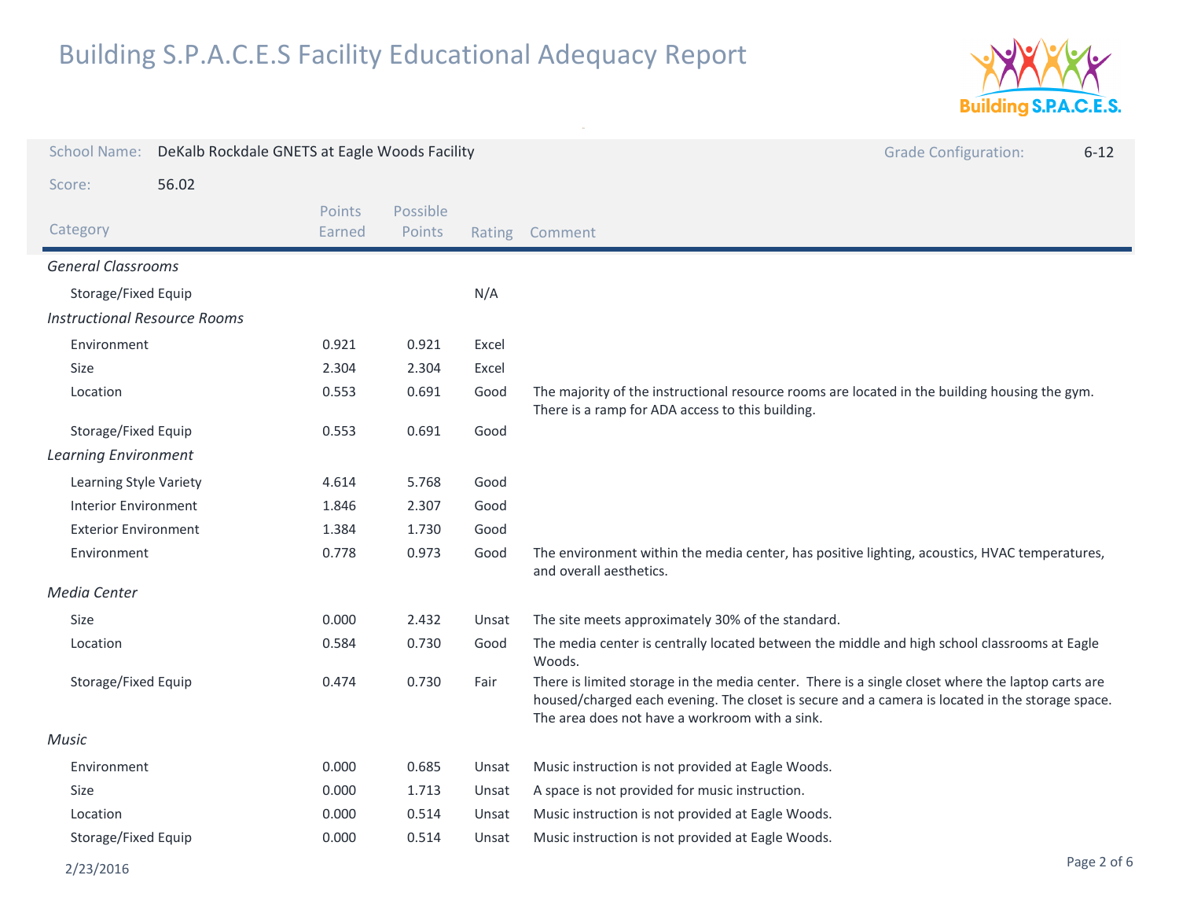# Building S.P.A.C.E.S Facility Educational Adequacy Report

**School Name:** DeKalb Rockdale GNETS at Eagle Woods Facility

**Grade Configuration:** 6-12

**Score:** 56.02

| Category | Points Earned | Possible Points | Rating | Comment |
|---|---|---|---|---|
| *General Classrooms* | | | | |
| Storage/Fixed Equip | | | N/A | |
| *Instructional Resource Rooms* | | | | |
| Environment | 0.921 | 0.921 | Excel | |
| Size | 2.304 | 2.304 | Excel | |
| Location | 0.553 | 0.691 | Good | The majority of the instructional resource rooms are located in the building housing the gym. There is a ramp for ADA access to this building. |
| Storage/Fixed Equip | 0.553 | 0.691 | Good | |
| *Learning Environment* | | | | |
| Learning Style Variety | 4.614 | 5.768 | Good | |
| Interior Environment | 1.846 | 2.307 | Good | |
| Exterior Environment | 1.384 | 1.730 | Good | |
| Environment | 0.778 | 0.973 | Good | The environment within the media center, has positive lighting, acoustics, HVAC temperatures, and overall aesthetics. |
| *Media Center* | | | | |
| Size | 0.000 | 2.432 | Unsat | The site meets approximately 30% of the standard. |
| Location | 0.584 | 0.730 | Good | The media center is centrally located between the middle and high school classrooms at Eagle Woods. |
| Storage/Fixed Equip | 0.474 | 0.730 | Fair | There is limited storage in the media center. There is a single closet where the laptop carts are housed/charged each evening. The closet is secure and a camera is located in the storage space. The area does not have a workroom with a sink. |
| *Music* | | | | |
| Environment | 0.000 | 0.685 | Unsat | Music instruction is not provided at Eagle Woods. |
| Size | 0.000 | 1.713 | Unsat | A space is not provided for music instruction. |
| Location | 0.000 | 0.514 | Unsat | Music instruction is not provided at Eagle Woods. |
| Storage/Fixed Equip | 0.000 | 0.514 | Unsat | Music instruction is not provided at Eagle Woods. |

2/23/2016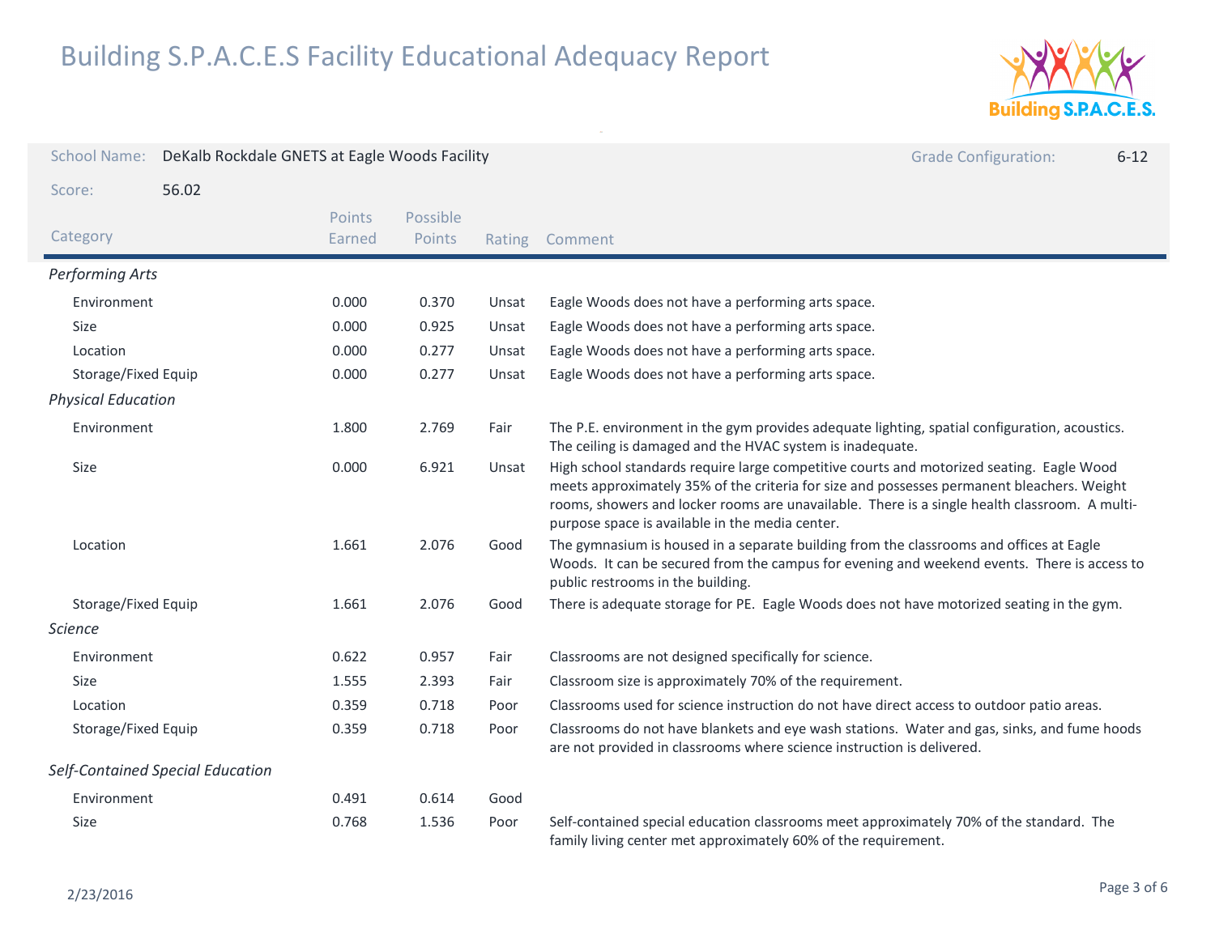# Building S.P.A.C.E.S Facility Educational Adequacy Report

School Name: DeKalb Rockdale GNETS at Eagle Woods Facility

Grade Configuration: 6-12

Score: 56.02

| Category | Points Earned | Possible Points | Rating | Comment |
|---|---|---|---|---|
| *Performing Arts* | | | | |
| Environment | 0.000 | 0.370 | Unsat | Eagle Woods does not have a performing arts space. |
| Size | 0.000 | 0.925 | Unsat | Eagle Woods does not have a performing arts space. |
| Location | 0.000 | 0.277 | Unsat | Eagle Woods does not have a performing arts space. |
| Storage/Fixed Equip | 0.000 | 0.277 | Unsat | Eagle Woods does not have a performing arts space. |
| *Physical Education* | | | | |
| Environment | 1.800 | 2.769 | Fair | The P.E. environment in the gym provides adequate lighting, spatial configuration, acoustics. The ceiling is damaged and the HVAC system is inadequate. |
| Size | 0.000 | 6.921 | Unsat | High school standards require large competitive courts and motorized seating. Eagle Wood meets approximately 35% of the criteria for size and possesses permanent bleachers. Weight rooms, showers and locker rooms are unavailable. There is a single health classroom. A multi-purpose space is available in the media center. |
| Location | 1.661 | 2.076 | Good | The gymnasium is housed in a separate building from the classrooms and offices at Eagle Woods. It can be secured from the campus for evening and weekend events. There is access to public restrooms in the building. |
| Storage/Fixed Equip | 1.661 | 2.076 | Good | There is adequate storage for PE. Eagle Woods does not have motorized seating in the gym. |
| *Science* | | | | |
| Environment | 0.622 | 0.957 | Fair | Classrooms are not designed specifically for science. |
| Size | 1.555 | 2.393 | Fair | Classroom size is approximately 70% of the requirement. |
| Location | 0.359 | 0.718 | Poor | Classrooms used for science instruction do not have direct access to outdoor patio areas. |
| Storage/Fixed Equip | 0.359 | 0.718 | Poor | Classrooms do not have blankets and eye wash stations. Water and gas, sinks, and fume hoods are not provided in classrooms where science instruction is delivered. |
| *Self-Contained Special Education* | | | | |
| Environment | 0.491 | 0.614 | Good | |
| Size | 0.768 | 1.536 | Poor | Self-contained special education classrooms meet approximately 70% of the standard. The family living center met approximately 60% of the requirement. |

2/23/2016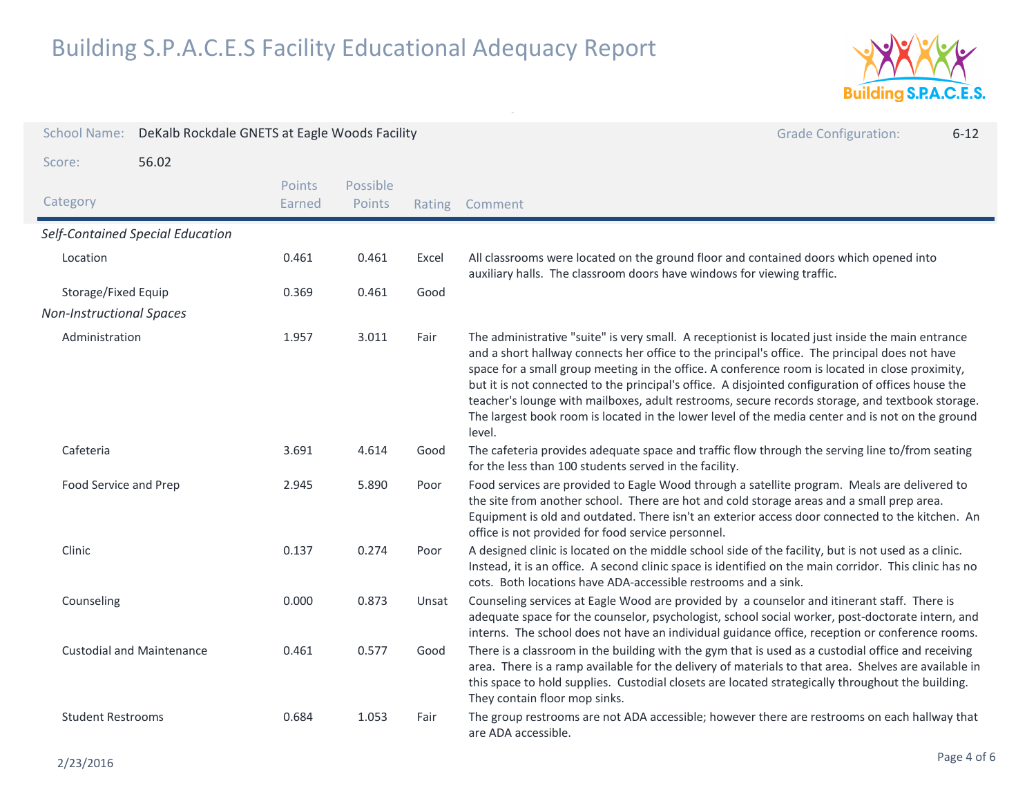# Building S.P.A.C.E.S Facility Educational Adequacy Report

| School Name: | DeKalb Rockdale GNETS at Eagle Woods Facility | Grade Configuration: | 6-12 |
|---|---|---|---|
| Score: | 56.02 | | |

| Category | Points Earned | Possible Points | Rating | Comment |
|---|---|---|---|---|
| *Self-Contained Special Education* | | | | |
| Location | 0.461 | 0.461 | Excel | All classrooms were located on the ground floor and contained doors which opened into auxiliary halls. The classroom doors have windows for viewing traffic. |
| Storage/Fixed Equip | 0.369 | 0.461 | Good | |
| *Non-Instructional Spaces* | | | | |
| Administration | 1.957 | 3.011 | Fair | The administrative "suite" is very small. A receptionist is located just inside the main entrance and a short hallway connects her office to the principal's office. The principal does not have space for a small group meeting in the office. A conference room is located in close proximity, but it is not connected to the principal's office. A disjointed configuration of offices house the teacher's lounge with mailboxes, adult restrooms, secure records storage, and textbook storage. The largest book room is located in the lower level of the media center and is not on the ground level. |
| Cafeteria | 3.691 | 4.614 | Good | The cafeteria provides adequate space and traffic flow through the serving line to/from seating for the less than 100 students served in the facility. |
| Food Service and Prep | 2.945 | 5.890 | Poor | Food services are provided to Eagle Wood through a satellite program. Meals are delivered to the site from another school. There are hot and cold storage areas and a small prep area. Equipment is old and outdated. There isn't an exterior access door connected to the kitchen. An office is not provided for food service personnel. |
| Clinic | 0.137 | 0.274 | Poor | A designed clinic is located on the middle school side of the facility, but is not used as a clinic. Instead, it is an office. A second clinic space is identified on the main corridor. This clinic has no cots. Both locations have ADA-accessible restrooms and a sink. |
| Counseling | 0.000 | 0.873 | Unsat | Counseling services at Eagle Wood are provided by a counselor and itinerant staff. There is adequate space for the counselor, psychologist, school social worker, post-doctorate intern, and interns. The school does not have an individual guidance office, reception or conference rooms. |
| Custodial and Maintenance | 0.461 | 0.577 | Good | There is a classroom in the building with the gym that is used as a custodial office and receiving area. There is a ramp available for the delivery of materials to that area. Shelves are available in this space to hold supplies. Custodial closets are located strategically throughout the building. They contain floor mop sinks. |
| Student Restrooms | 0.684 | 1.053 | Fair | The group restrooms are not ADA accessible; however there are restrooms on each hallway that are ADA accessible. |

2/23/2016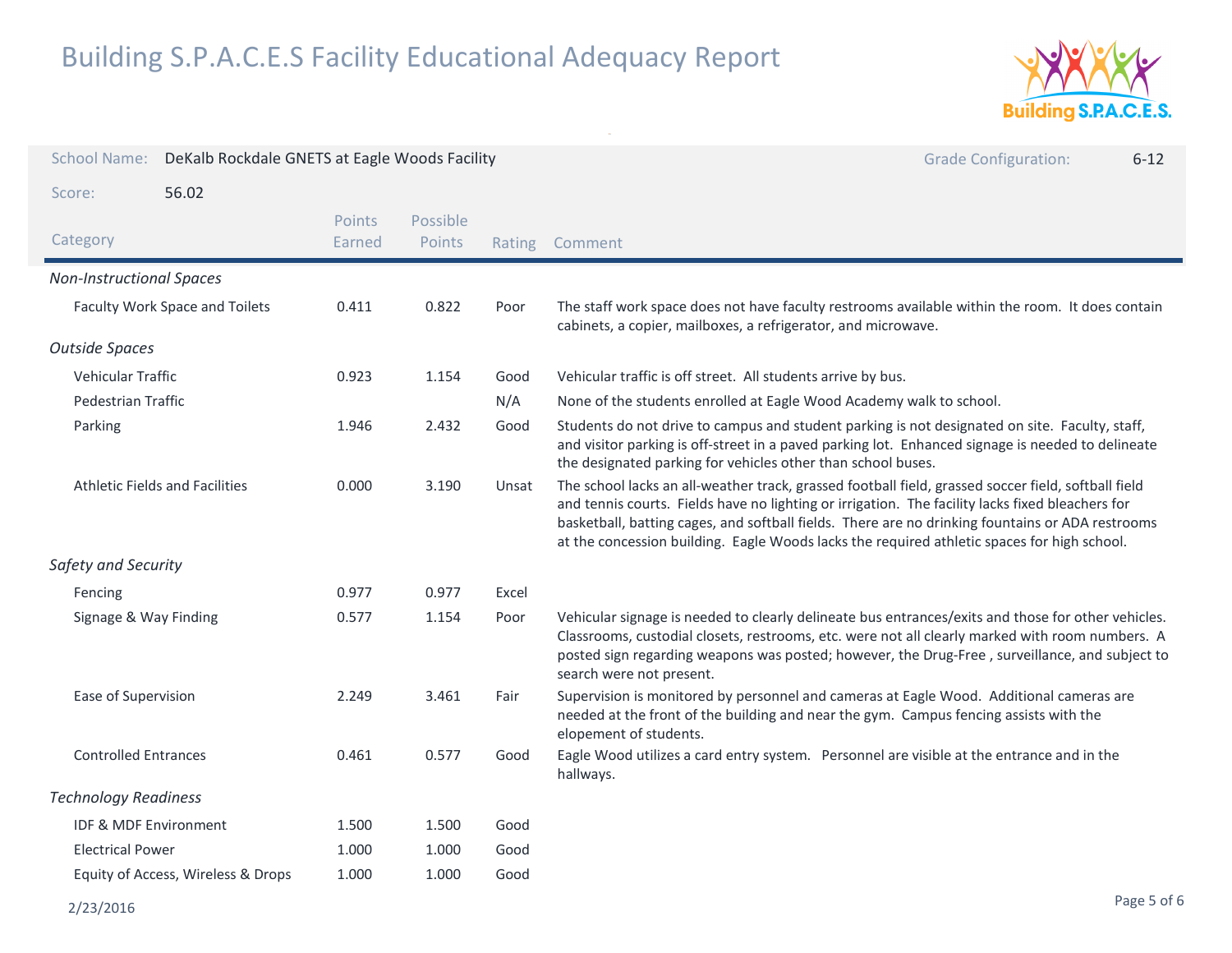# Building S.P.A.C.E.S Facility Educational Adequacy Report

School Name: DeKalb Rockdale GNETS at Eagle Woods Facility

Grade Configuration: 6-12

Score: 56.02

| Category | Points Earned | Possible Points | Rating | Comment |
|---|---|---|---|---|
| ***Non-Instructional Spaces*** | | | | |
| Faculty Work Space and Toilets | 0.411 | 0.822 | Poor | The staff work space does not have faculty restrooms available within the room. It does contain cabinets, a copier, mailboxes, a refrigerator, and microwave. |
| ***Outside Spaces*** | | | | |
| Vehicular Traffic | 0.923 | 1.154 | Good | Vehicular traffic is off street. All students arrive by bus. |
| Pedestrian Traffic | | | N/A | None of the students enrolled at Eagle Wood Academy walk to school. |
| Parking | 1.946 | 2.432 | Good | Students do not drive to campus and student parking is not designated on site. Faculty, staff, and visitor parking is off-street in a paved parking lot. Enhanced signage is needed to delineate the designated parking for vehicles other than school buses. |
| Athletic Fields and Facilities | 0.000 | 3.190 | Unsat | The school lacks an all-weather track, grassed football field, grassed soccer field, softball field and tennis courts. Fields have no lighting or irrigation. The facility lacks fixed bleachers for basketball, batting cages, and softball fields. There are no drinking fountains or ADA restrooms at the concession building. Eagle Woods lacks the required athletic spaces for high school. |
| ***Safety and Security*** | | | | |
| Fencing | 0.977 | 0.977 | Excel | |
| Signage & Way Finding | 0.577 | 1.154 | Poor | Vehicular signage is needed to clearly delineate bus entrances/exits and those for other vehicles. Classrooms, custodial closets, restrooms, etc. were not all clearly marked with room numbers. A posted sign regarding weapons was posted; however, the Drug-Free , surveillance, and subject to search were not present. |
| Ease of Supervision | 2.249 | 3.461 | Fair | Supervision is monitored by personnel and cameras at Eagle Wood. Additional cameras are needed at the front of the building and near the gym. Campus fencing assists with the elopement of students. |
| Controlled Entrances | 0.461 | 0.577 | Good | Eagle Wood utilizes a card entry system. Personnel are visible at the entrance and in the hallways. |
| ***Technology Readiness*** | | | | |
| IDF & MDF Environment | 1.500 | 1.500 | Good | |
| Electrical Power | 1.000 | 1.000 | Good | |
| Equity of Access, Wireless & Drops | 1.000 | 1.000 | Good | |

2/23/2016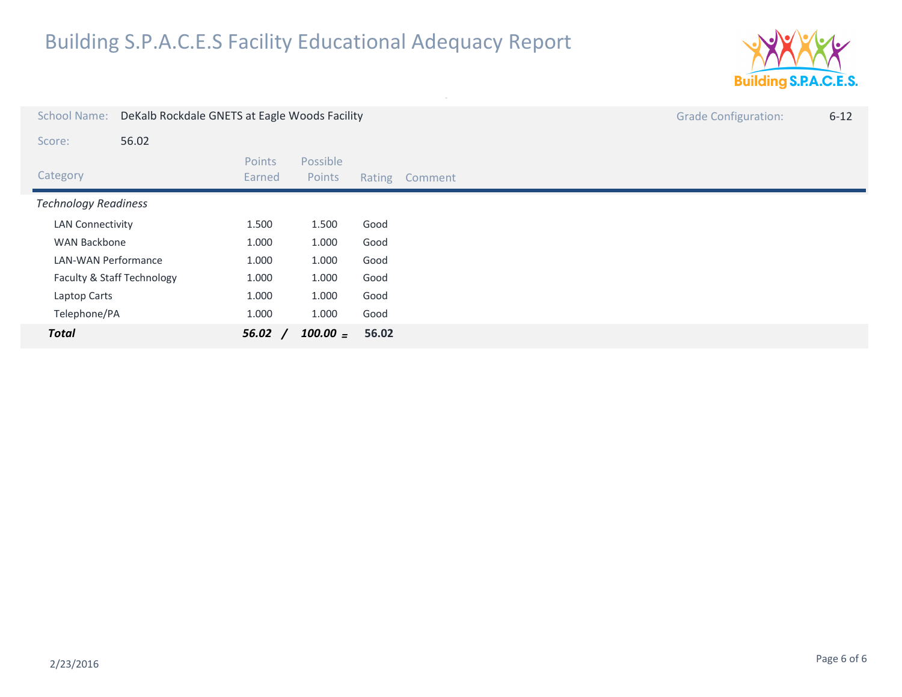# Building S.P.A.C.E.S Facility Educational Adequacy Report

School Name: DeKalb Rockdale GNETS at Eagle Woods Facility

Grade Configuration: 6-12

Score: 56.02

| Category | Points Earned | Possible Points | Rating | Comment |
|---|---|---|---|---|
| *Technology Readiness* | | | | |
| LAN Connectivity | 1.500 | 1.500 | Good | |
| WAN Backbone | 1.000 | 1.000 | Good | |
| LAN-WAN Performance | 1.000 | 1.000 | Good | |
| Faculty & Staff Technology | 1.000 | 1.000 | Good | |
| Laptop Carts | 1.000 | 1.000 | Good | |
| Telephone/PA | 1.000 | 1.000 | Good | |
| ***Total*** | ***56.02 /*** | ***100.00 =*** | **56.02** | |

2/23/2016